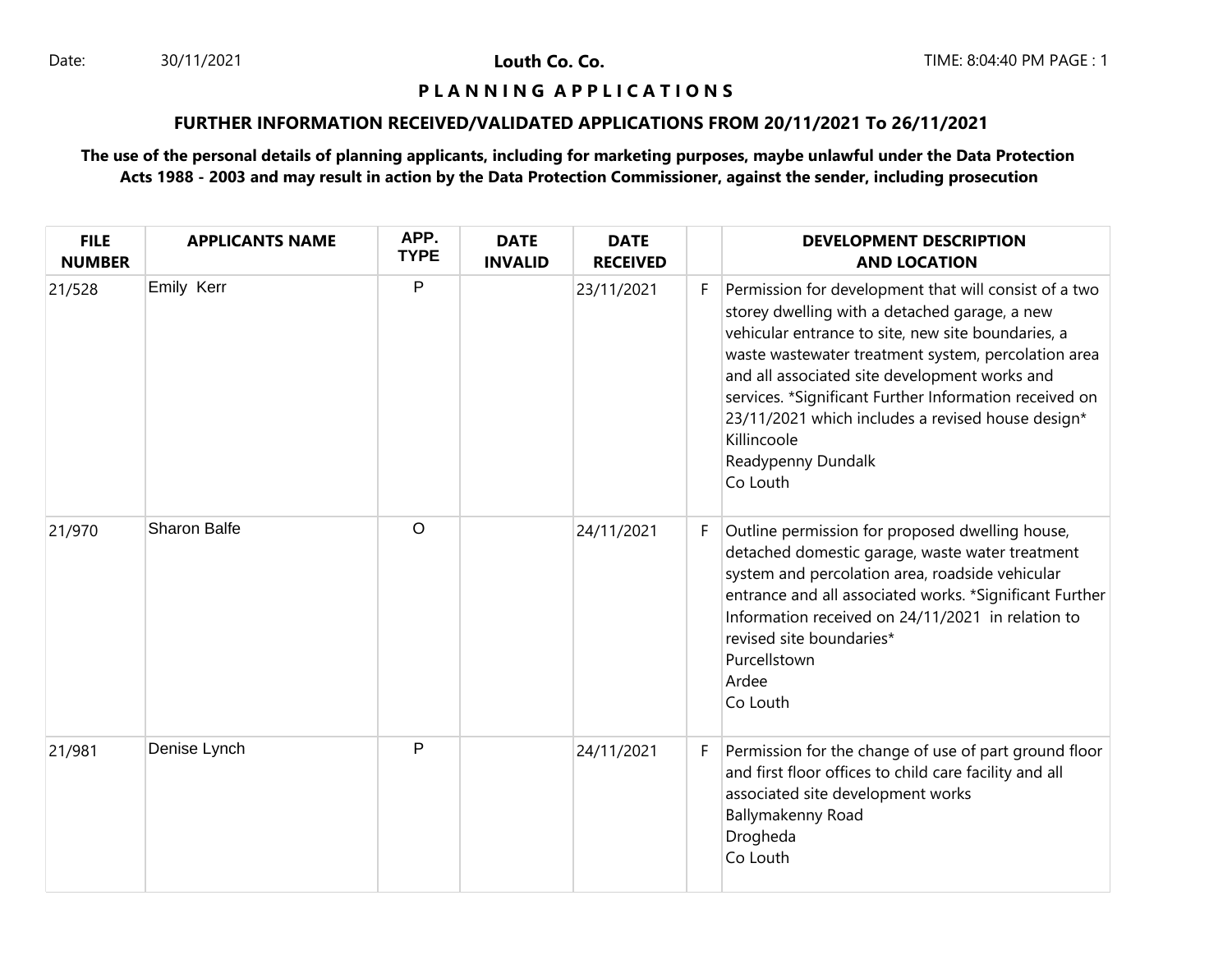Date: 30/11/2021

**Louth Co. Co.**

# P L A N N I N G A P P L I C A T I O N S

## FURTHER INFORMATION RECEIVED/VALIDATED APPLICATIONS FROM 20/11/2021 To 26/11/2021

**The use of the personal details of planning applicants, including for marketing purposes, maybe unlawful under the Data Protection Acts 1988 - 2003 and may result in action by the Data Protection Commissioner, against the sender, including prosecution**

| FILE NUMBER | APPLICANTS NAME | APP. TYPE | DATE INVALID | DATE RECEIVED | | DEVELOPMENT DESCRIPTION AND LOCATION |
|---|---|---|---|---|---|---|
| 21/528 | Emily Kerr | P | | 23/11/2021 | F | Permission for development that will consist of a two storey dwelling with a detached garage, a new vehicular entrance to site, new site boundaries, a waste wastewater treatment system, percolation area and all associated site development works and services. *Significant Further Information received on 23/11/2021 which includes a revised house design* Killincoole Readypenny Dundalk Co Louth |
| 21/970 | Sharon Balfe | O | | 24/11/2021 | F | Outline permission for proposed dwelling house, detached domestic garage, waste water treatment system and percolation area, roadside vehicular entrance and all associated works. *Significant Further Information received on 24/11/2021 in relation to revised site boundaries* Purcellstown Ardee Co Louth |
| 21/981 | Denise Lynch | P | | 24/11/2021 | F | Permission for the change of use of part ground floor and first floor offices to child care facility and all associated site development works Ballymakenny Road Drogheda Co Louth |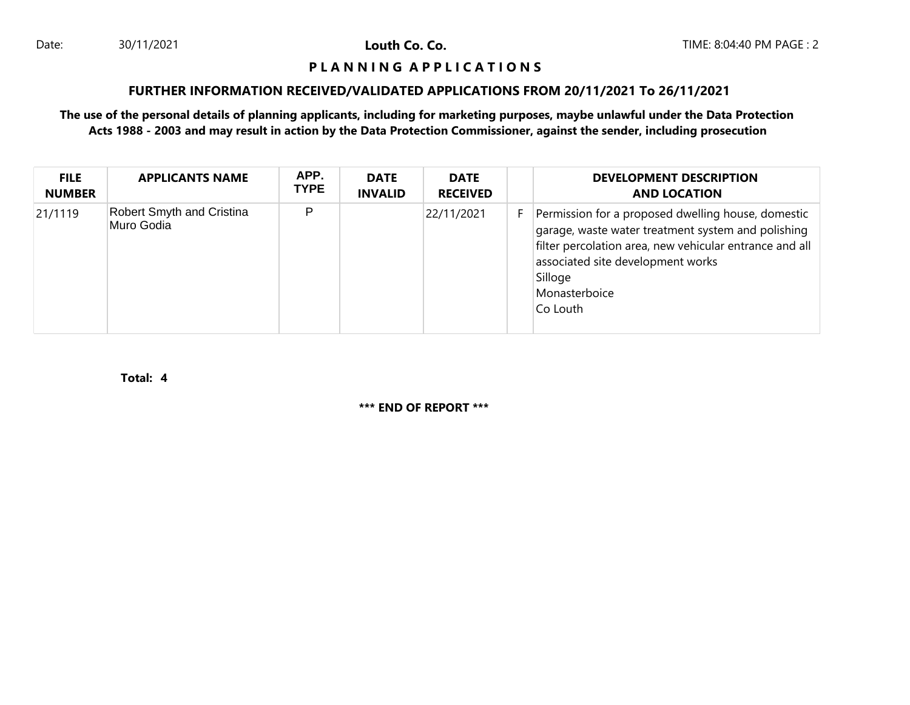Date: 30/11/2021 **Louth Co. Co.** TIME: 8:04:40 PM PAGE : 2

**P L A N N I N G A P P L I C A T I O N S**

**FURTHER INFORMATION RECEIVED/VALIDATED APPLICATIONS FROM 20/11/2021 To 26/11/2021**

**The use of the personal details of planning applicants, including for marketing purposes, maybe unlawful under the Data Protection Acts 1988 - 2003 and may result in action by the Data Protection Commissioner, against the sender, including prosecution**

| FILE NUMBER | APPLICANTS NAME | APP. TYPE | DATE INVALID | DATE RECEIVED | | DEVELOPMENT DESCRIPTION AND LOCATION |
|---|---|---|---|---|---|---|
| 21/1119 | Robert Smyth and Cristina Muro Godia | P | | 22/11/2021 | F | Permission for a proposed dwelling house, domestic garage, waste water treatment system and polishing filter percolation area, new vehicular entrance and all associated site development works<br>Silloge<br>Monasterboice<br>Co Louth |

**Total: 4**

**\*\*\* END OF REPORT \*\*\***